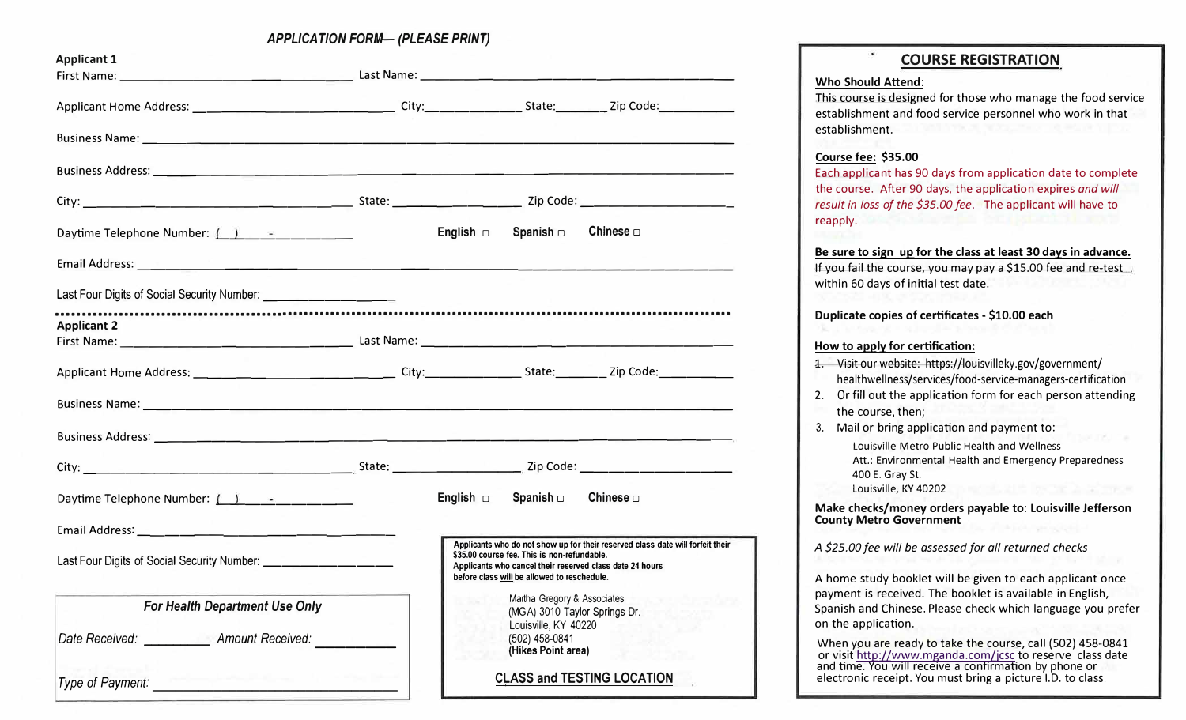## APPLICATION FORM— (PLEASE PRINT)

**Applicant 1**

First Name: ______________________ Last Name: ______________________

Applicant Home Address: ______________________ City: ____________ State: ________ Zip Code: ____________

Business Name: ______________________

Business Address: ______________________

City: ______________________ State: ______________ Zip Code: ______________

Daytime Telephone Number: (   )    -          **English** ☐ **Spanish** ☐ **Chinese** ☐

Email Address: ______________________

Last Four Digits of Social Security Number: ______________

---

**Applicant 2**

First Name: ______________________ Last Name: ______________________

Applicant Home Address: ______________________ City: ____________ State: ________ Zip Code: ____________

Business Name: ______________________

Business Address: ______________________

City: ______________________ State: ______________ Zip Code: ______________

Daytime Telephone Number: (   )    -          **English** ☐ **Spanish** ☐ **Chinese** ☐

Email Address: ______________________

Last Four Digits of Social Security Number: ______________

### *For Health Department Use Only*

*Date Received:* __________ *Amount Received:* __________

*Type of Payment:* ______________________

**Applicants who do not show up for their reserved class date will forfeit their $35.00 course fee. This is non-refundable.**
**Applicants who cancel their reserved class date 24 hours before class will be allowed to reschedule.**

Martha Gregory & Associates
(MGA) 3010 Taylor Springs Dr.
Louisville, KY 40220
(502) 458-0841
**(Hikes Point area)**

**CLASS and TESTING LOCATION**

## COURSE REGISTRATION

**Who Should Attend:**
This course is designed for those who manage the food service establishment and food service personnel who work in that establishment.

**Course fee: $35.00**
Each applicant has 90 days from application date to complete the course. After 90 days, the application expires *and will result in loss of the $35.00 fee*. The applicant will have to reapply.

**Be sure to sign up for the class at least 30 days in advance.**
If you fail the course, you may pay a $15.00 fee and re-test within 60 days of initial test date.

**Duplicate copies of certificates - $10.00 each**

**How to apply for certification:**

1. Visit our website: https://louisvilleky.gov/government/healthwellness/services/food-service-managers-certification
2. Or fill out the application form for each person attending the course, then;
3. Mail or bring application and payment to:

   Louisville Metro Public Health and Wellness
   Att.: Environmental Health and Emergency Preparedness
   400 E. Gray St.
   Louisville, KY 40202

**Make checks/money orders payable to: Louisville Jefferson County Metro Government**

*A $25.00 fee will be assessed for all returned checks*

A home study booklet will be given to each applicant once payment is received. The booklet is available in English, Spanish and Chinese. Please check which language you prefer on the application.

When you are ready to take the course, call (502) 458-0841 or visit http://www.mganda.com/jcsc to reserve class date and time. You will receive a confirmation by phone or electronic receipt. You must bring a picture I.D. to class.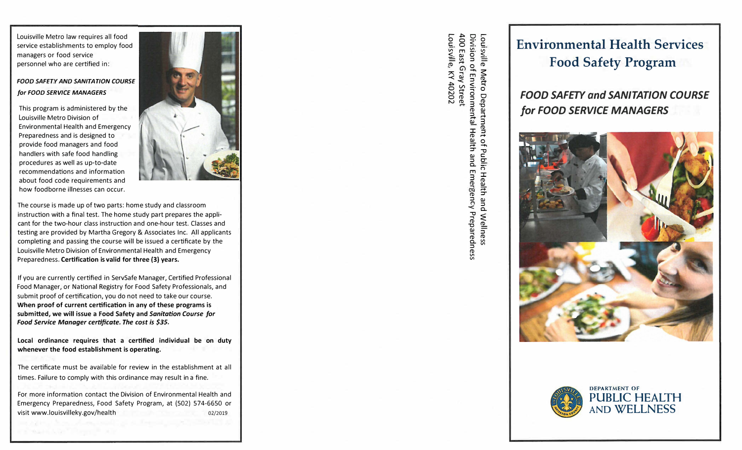Louisville Metro law requires all food service establishments to employ food managers or food service personnel who are certified in:

***FOOD SAFETY AND SANITATION COURSE for FOOD SERVICE MANAGERS***

This program is administered by the Louisville Metro Division of Environmental Health and Emergency Preparedness and is designed to provide food managers and food handlers with safe food handling procedures as well as up-to-date recommendations and information about food code requirements and how foodborne illnesses can occur.

The course is made up of two parts: home study and classroom instruction with a final test. The home study part prepares the applicant for the two-hour class instruction and one-hour test. Classes and testing are provided by Martha Gregory & Associates Inc. All applicants completing and passing the course will be issued a certificate by the Louisville Metro Division of Environmental Health and Emergency Preparedness. **Certification is valid for three (3) years.**

If you are currently certified in ServSafe Manager, Certified Professional Food Manager, or National Registry for Food Safety Professionals, and submit proof of certification, you do not need to take our course. **When proof of current certification in any of these programs is submitted, we will issue a Food Safety and *Sanitation Course for Food Service Manager certificate. The cost is $35.***

**Local ordinance requires that a certified individual be on duty whenever the food establishment is operating.**

The certificate must be available for review in the establishment at all times. Failure to comply with this ordinance may result in a fine.

For more information contact the Division of Environmental Health and Emergency Preparedness, Food Safety Program, at (502) 574-6650 or visit www.louisvilleky.gov/health

02/2019

Louisville Metro Department of Public Health and Wellness
Division of Environmental Health and Emergency Preparedness
400 East Gray Street
Louisville, KY 40202

# Environmental Health Services Food Safety Program

## *FOOD SAFETY and SANITATION COURSE for FOOD SERVICE MANAGERS*

DEPARTMENT OF PUBLIC HEALTH AND WELLNESS